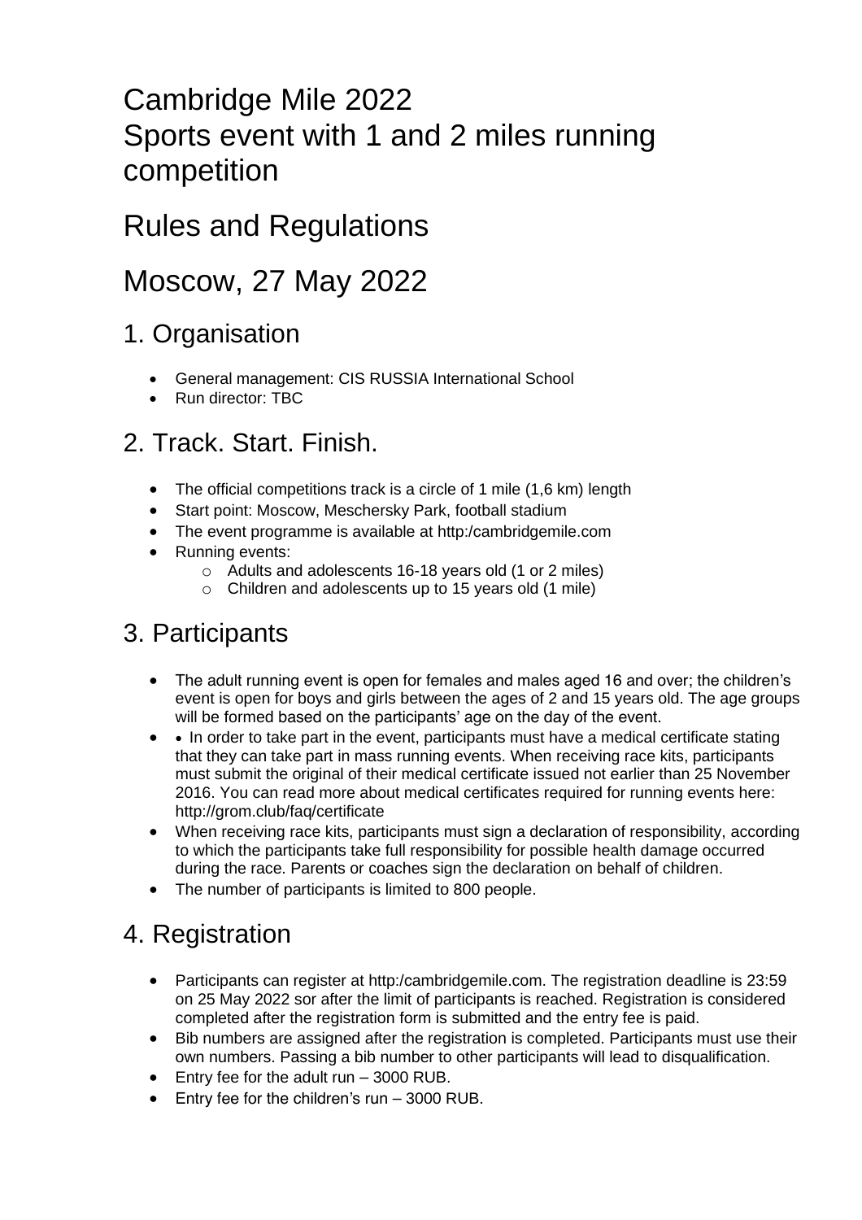# Cambridge Mile 2022
# Sports event with 1 and 2 miles running competition

# Rules and Regulations

# Moscow, 27 May 2022

## 1. Organisation

- General management: CIS RUSSIA International School
- Run director: TBC

## 2. Track. Start. Finish.

- The official competitions track is a circle of 1 mile (1,6 km) length
- Start point: Moscow, Meschersky Park, football stadium
- The event programme is available at http:/cambridgemile.com
- Running events:
    - Adults and adolescents 16-18 years old (1 or 2 miles)
    - Children and adolescents up to 15 years old (1 mile)

## 3. Participants

- The adult running event is open for females and males aged 16 and over; the children's event is open for boys and girls between the ages of 2 and 15 years old. The age groups will be formed based on the participants' age on the day of the event.
- • In order to take part in the event, participants must have a medical certificate stating that they can take part in mass running events. When receiving race kits, participants must submit the original of their medical certificate issued not earlier than 25 November 2016. You can read more about medical certificates required for running events here: http://grom.club/faq/certificate
- When receiving race kits, participants must sign a declaration of responsibility, according to which the participants take full responsibility for possible health damage occurred during the race. Parents or coaches sign the declaration on behalf of children.
- The number of participants is limited to 800 people.

## 4. Registration

- Participants can register at http:/cambridgemile.com. The registration deadline is 23:59 on 25 May 2022 sor after the limit of participants is reached. Registration is considered completed after the registration form is submitted and the entry fee is paid.
- Bib numbers are assigned after the registration is completed. Participants must use their own numbers. Passing a bib number to other participants will lead to disqualification.
- Entry fee for the adult run – 3000 RUB.
- Entry fee for the children's run – 3000 RUB.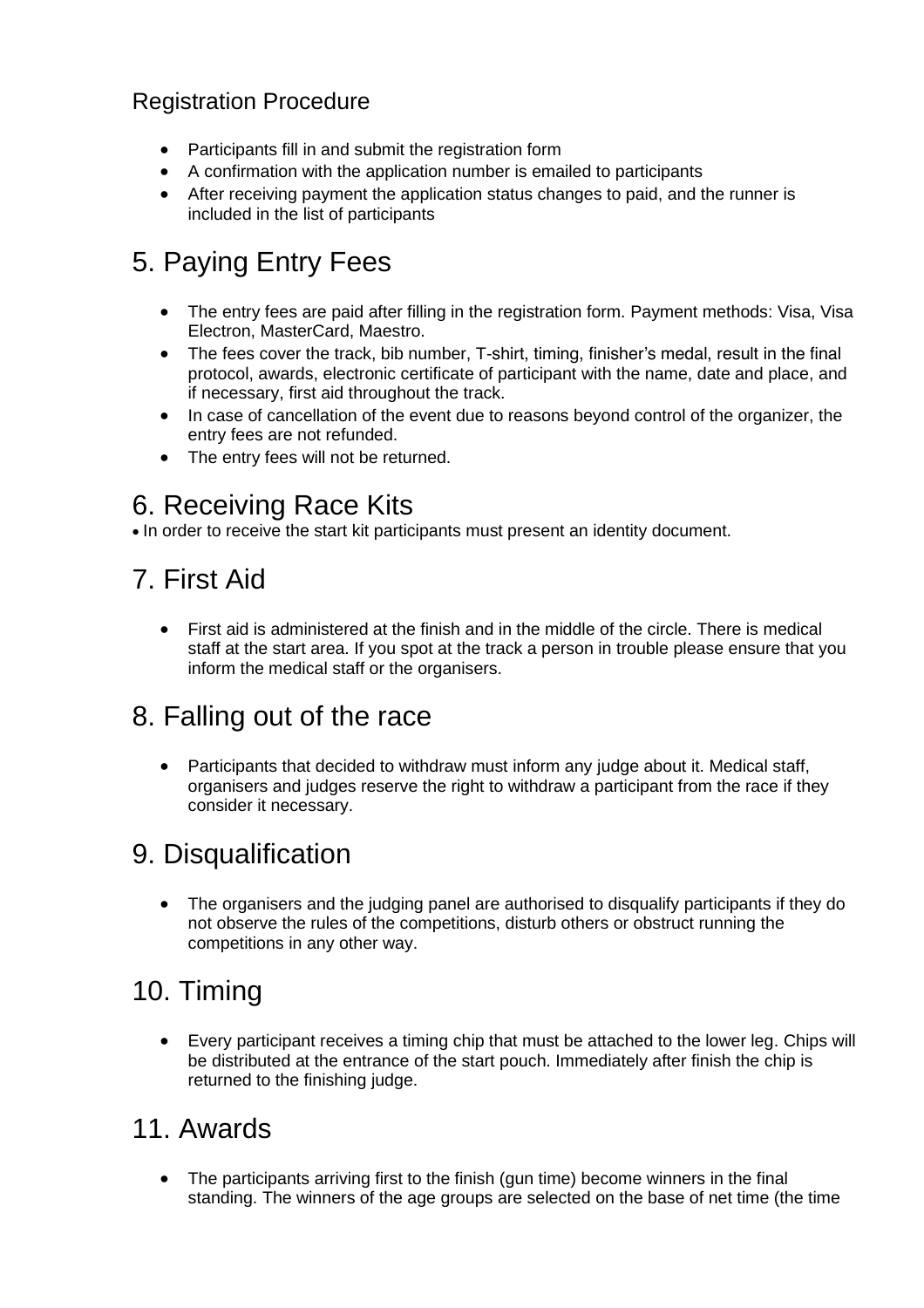### Registration Procedure

- Participants fill in and submit the registration form
- A confirmation with the application number is emailed to participants
- After receiving payment the application status changes to paid, and the runner is included in the list of participants

## 5. Paying Entry Fees

- The entry fees are paid after filling in the registration form. Payment methods: Visa, Visa Electron, MasterCard, Maestro.
- The fees cover the track, bib number, T-shirt, timing, finisher's medal, result in the final protocol, awards, electronic certificate of participant with the name, date and place, and if necessary, first aid throughout the track.
- In case of cancellation of the event due to reasons beyond control of the organizer, the entry fees are not refunded.
- The entry fees will not be returned.

## 6. Receiving Race Kits

- In order to receive the start kit participants must present an identity document.

## 7. First Aid

- First aid is administered at the finish and in the middle of the circle. There is medical staff at the start area. If you spot at the track a person in trouble please ensure that you inform the medical staff or the organisers.

## 8. Falling out of the race

- Participants that decided to withdraw must inform any judge about it. Medical staff, organisers and judges reserve the right to withdraw a participant from the race if they consider it necessary.

## 9. Disqualification

- The organisers and the judging panel are authorised to disqualify participants if they do not observe the rules of the competitions, disturb others or obstruct running the competitions in any other way.

## 10. Timing

- Every participant receives a timing chip that must be attached to the lower leg. Chips will be distributed at the entrance of the start pouch. Immediately after finish the chip is returned to the finishing judge.

## 11. Awards

- The participants arriving first to the finish (gun time) become winners in the final standing. The winners of the age groups are selected on the base of net time (the time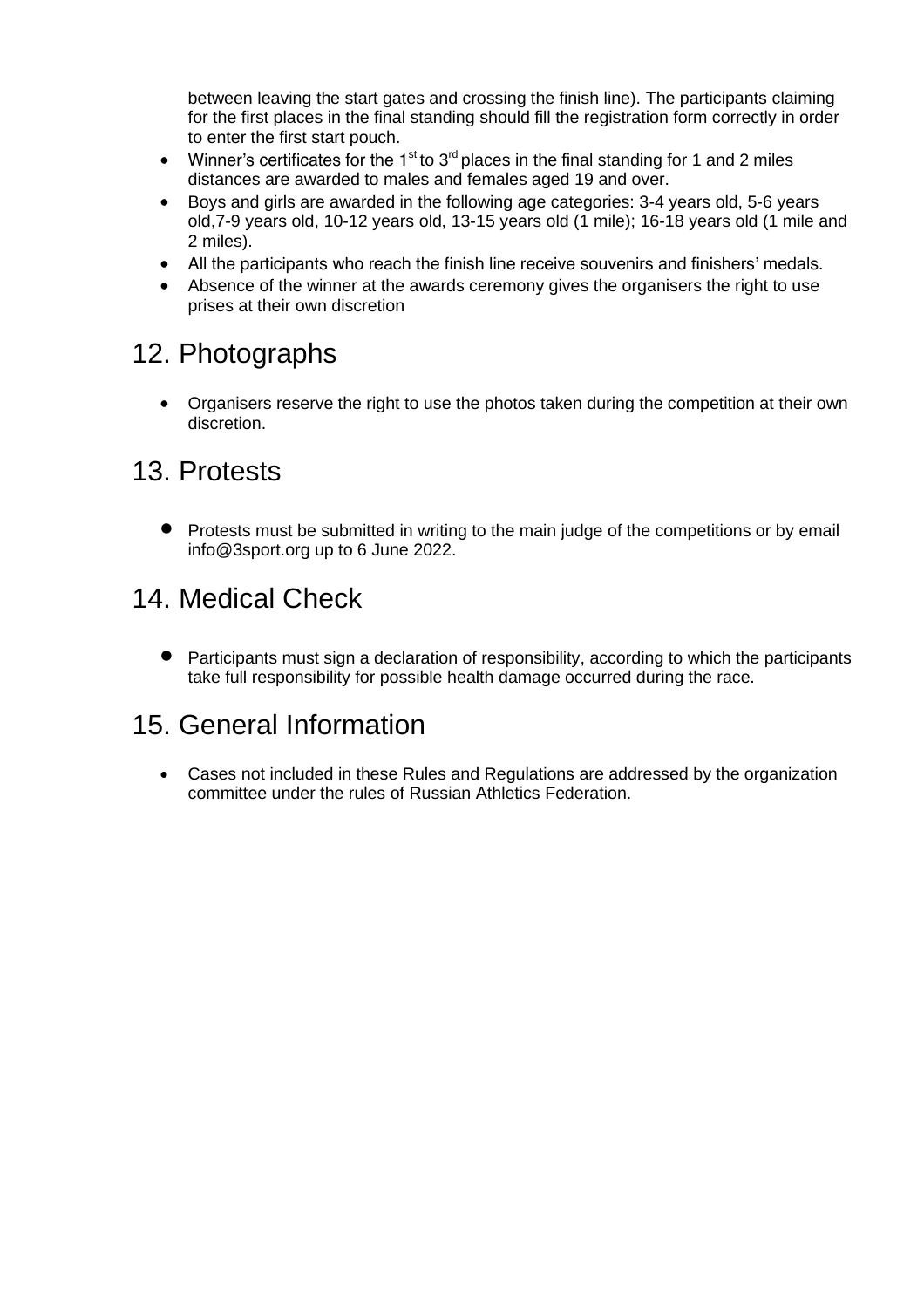between leaving the start gates and crossing the finish line). The participants claiming for the first places in the final standing should fill the registration form correctly in order to enter the first start pouch.

- Winner's certificates for the 1st to 3rd places in the final standing for 1 and 2 miles distances are awarded to males and females aged 19 and over.
- Boys and girls are awarded in the following age categories: 3-4 years old, 5-6 years old,7-9 years old, 10-12 years old, 13-15 years old (1 mile); 16-18 years old (1 mile and 2 miles).
- All the participants who reach the finish line receive souvenirs and finishers' medals.
- Absence of the winner at the awards ceremony gives the organisers the right to use prises at their own discretion

## 12. Photographs

- Organisers reserve the right to use the photos taken during the competition at their own discretion.

## 13. Protests

- Protests must be submitted in writing to the main judge of the competitions or by email info@3sport.org up to 6 June 2022.

## 14. Medical Check

- Participants must sign a declaration of responsibility, according to which the participants take full responsibility for possible health damage occurred during the race.

## 15. General Information

- Cases not included in these Rules and Regulations are addressed by the organization committee under the rules of Russian Athletics Federation.